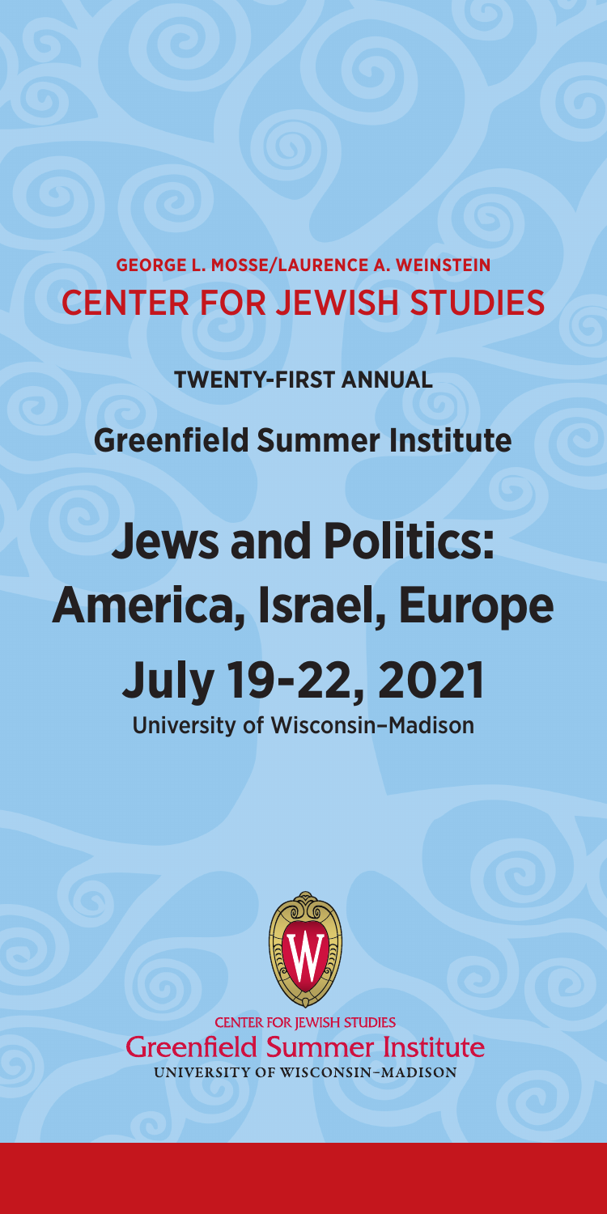GEORGE L. MOSSE/LAURENCE A. WEINSTEIN

## CENTER FOR JEWISH STUDIES

**TWENTY-FIRST ANNUAL**

**Greenfield Summer Institute**

# Jews and Politics: America, Israel, Europe

# July 19-22, 2021

University of Wisconsin–Madison

CENTER FOR JEWISH STUDIES

Greenfield Summer Institute

UNIVERSITY OF WISCONSIN–MADISON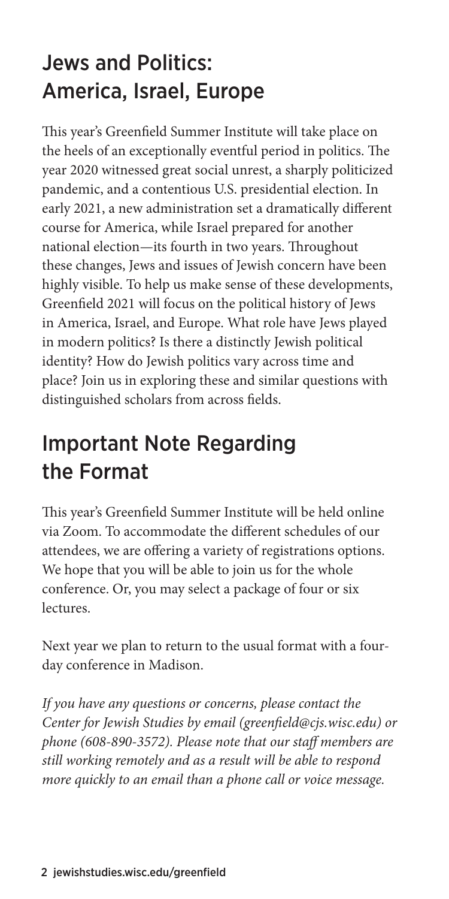## Jews and Politics: America, Israel, Europe

This year's Greenfield Summer Institute will take place on the heels of an exceptionally eventful period in politics. The year 2020 witnessed great social unrest, a sharply politicized pandemic, and a contentious U.S. presidential election. In early 2021, a new administration set a dramatically different course for America, while Israel prepared for another national election—its fourth in two years. Throughout these changes, Jews and issues of Jewish concern have been highly visible. To help us make sense of these developments, Greenfield 2021 will focus on the political history of Jews in America, Israel, and Europe. What role have Jews played in modern politics? Is there a distinctly Jewish political identity? How do Jewish politics vary across time and place? Join us in exploring these and similar questions with distinguished scholars from across fields.

## Important Note Regarding the Format

This year's Greenfield Summer Institute will be held online via Zoom. To accommodate the different schedules of our attendees, we are offering a variety of registrations options. We hope that you will be able to join us for the whole conference. Or, you may select a package of four or six lectures.

Next year we plan to return to the usual format with a four-day conference in Madison.

*If you have any questions or concerns, please contact the Center for Jewish Studies by email (greenfield@cjs.wisc.edu) or phone (608-890-3572). Please note that our staff members are still working remotely and as a result will be able to respond more quickly to an email than a phone call or voice message.*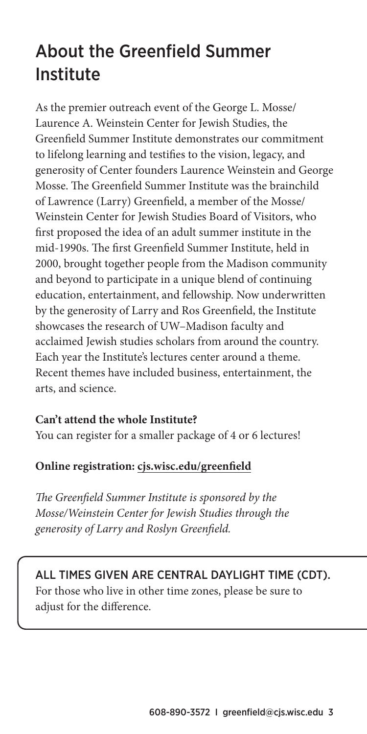# About the Greenfield Summer Institute

As the premier outreach event of the George L. Mosse/ Laurence A. Weinstein Center for Jewish Studies, the Greenfield Summer Institute demonstrates our commitment to lifelong learning and testifies to the vision, legacy, and generosity of Center founders Laurence Weinstein and George Mosse. The Greenfield Summer Institute was the brainchild of Lawrence (Larry) Greenfield, a member of the Mosse/ Weinstein Center for Jewish Studies Board of Visitors, who first proposed the idea of an adult summer institute in the mid-1990s. The first Greenfield Summer Institute, held in 2000, brought together people from the Madison community and beyond to participate in a unique blend of continuing education, entertainment, and fellowship. Now underwritten by the generosity of Larry and Ros Greenfield, the Institute showcases the research of UW–Madison faculty and acclaimed Jewish studies scholars from around the country. Each year the Institute's lectures center around a theme. Recent themes have included business, entertainment, the arts, and science.

**Can't attend the whole Institute?**
You can register for a smaller package of 4 or 6 lectures!

**Online registration: cjs.wisc.edu/greenfield**

*The Greenfield Summer Institute is sponsored by the Mosse/Weinstein Center for Jewish Studies through the generosity of Larry and Roslyn Greenfield.*

ALL TIMES GIVEN ARE CENTRAL DAYLIGHT TIME (CDT).
For those who live in other time zones, please be sure to adjust for the difference.

608-890-3572 | greenfield@cjs.wisc.edu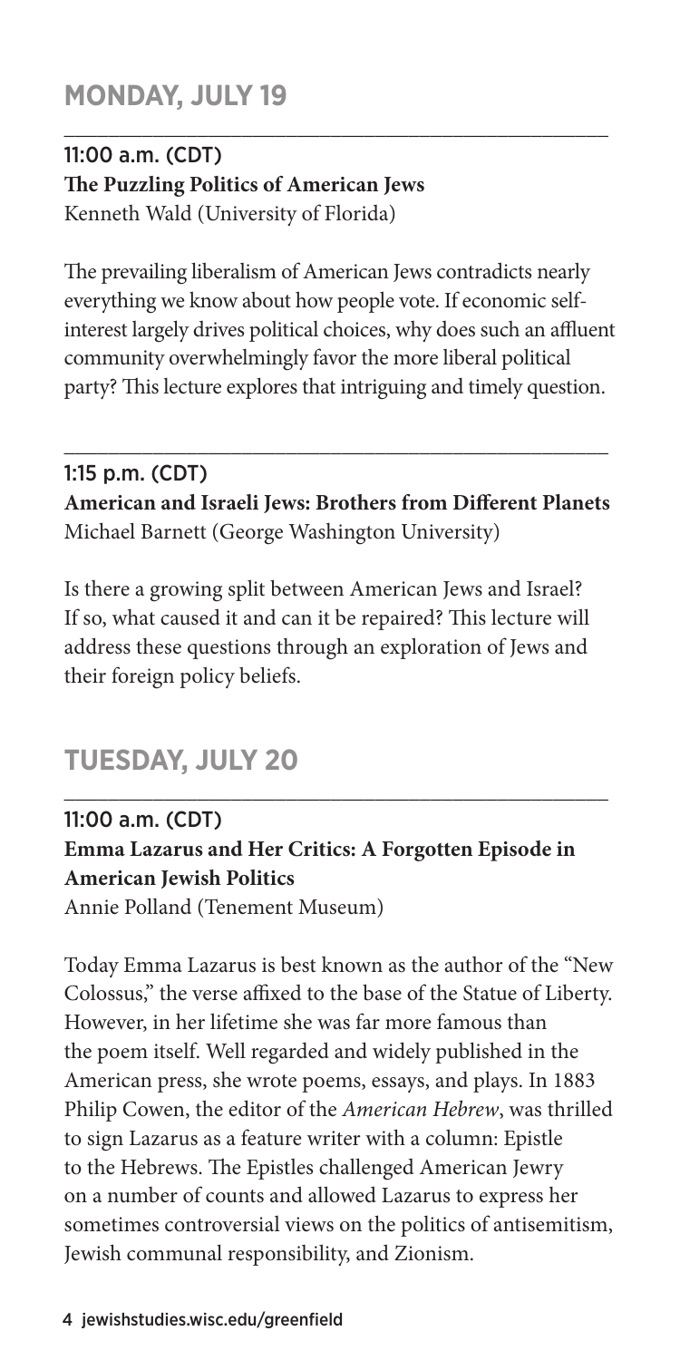## MONDAY, JULY 19

11:00 a.m. (CDT)
**The Puzzling Politics of American Jews**
Kenneth Wald (University of Florida)

The prevailing liberalism of American Jews contradicts nearly everything we know about how people vote. If economic self-interest largely drives political choices, why does such an affluent community overwhelmingly favor the more liberal political party? This lecture explores that intriguing and timely question.

1:15 p.m. (CDT)
**American and Israeli Jews: Brothers from Different Planets**
Michael Barnett (George Washington University)

Is there a growing split between American Jews and Israel? If so, what caused it and can it be repaired? This lecture will address these questions through an exploration of Jews and their foreign policy beliefs.

## TUESDAY, JULY 20

11:00 a.m. (CDT)
**Emma Lazarus and Her Critics: A Forgotten Episode in American Jewish Politics**
Annie Polland (Tenement Museum)

Today Emma Lazarus is best known as the author of the "New Colossus," the verse affixed to the base of the Statue of Liberty. However, in her lifetime she was far more famous than the poem itself. Well regarded and widely published in the American press, she wrote poems, essays, and plays. In 1883 Philip Cowen, the editor of the *American Hebrew*, was thrilled to sign Lazarus as a feature writer with a column: Epistle to the Hebrews. The Epistles challenged American Jewry on a number of counts and allowed Lazarus to express her sometimes controversial views on the politics of antisemitism, Jewish communal responsibility, and Zionism.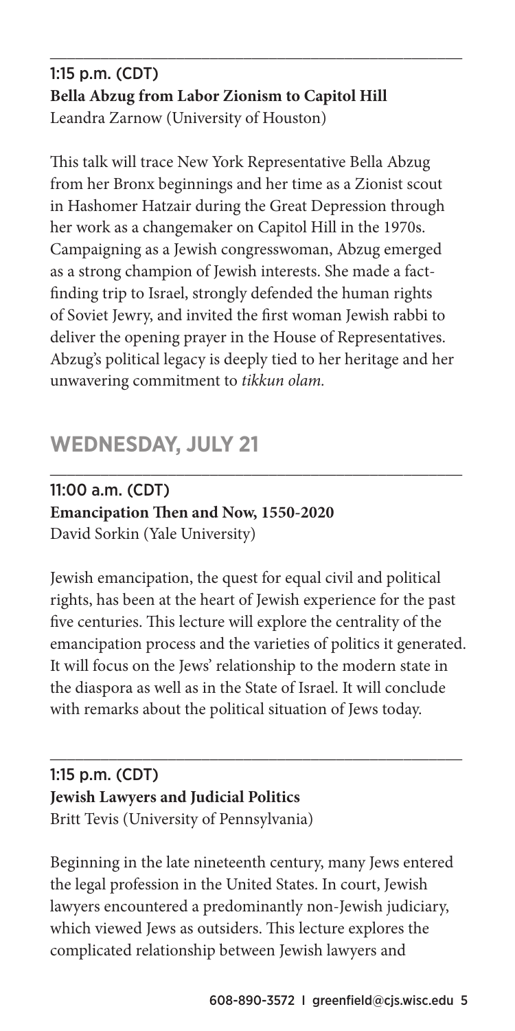1:15 p.m. (CDT)
**Bella Abzug from Labor Zionism to Capitol Hill**
Leandra Zarnow (University of Houston)

This talk will trace New York Representative Bella Abzug from her Bronx beginnings and her time as a Zionist scout in Hashomer Hatzair during the Great Depression through her work as a changemaker on Capitol Hill in the 1970s. Campaigning as a Jewish congresswoman, Abzug emerged as a strong champion of Jewish interests. She made a fact-finding trip to Israel, strongly defended the human rights of Soviet Jewry, and invited the first woman Jewish rabbi to deliver the opening prayer in the House of Representatives. Abzug's political legacy is deeply tied to her heritage and her unwavering commitment to *tikkun olam.*

## WEDNESDAY, JULY 21

11:00 a.m. (CDT)
**Emancipation Then and Now, 1550-2020**
David Sorkin (Yale University)

Jewish emancipation, the quest for equal civil and political rights, has been at the heart of Jewish experience for the past five centuries. This lecture will explore the centrality of the emancipation process and the varieties of politics it generated. It will focus on the Jews' relationship to the modern state in the diaspora as well as in the State of Israel. It will conclude with remarks about the political situation of Jews today.

1:15 p.m. (CDT)
**Jewish Lawyers and Judicial Politics**
Britt Tevis (University of Pennsylvania)

Beginning in the late nineteenth century, many Jews entered the legal profession in the United States. In court, Jewish lawyers encountered a predominantly non-Jewish judiciary, which viewed Jews as outsiders. This lecture explores the complicated relationship between Jewish lawyers and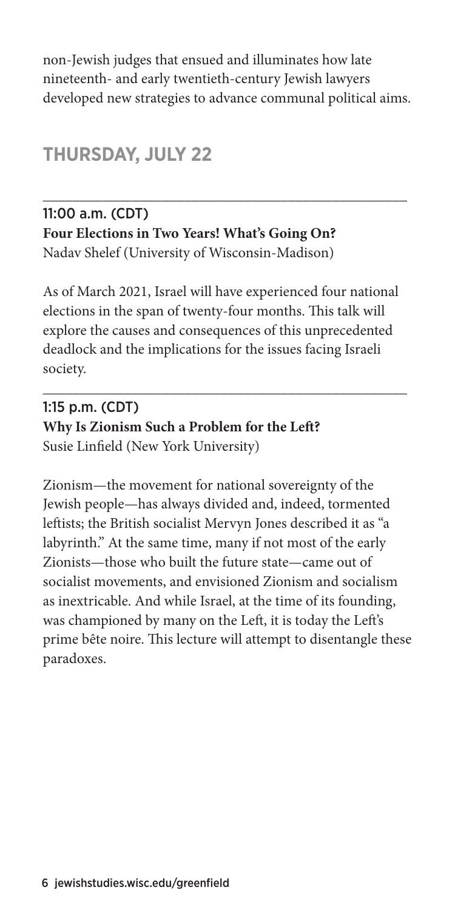non-Jewish judges that ensued and illuminates how late nineteenth- and early twentieth-century Jewish lawyers developed new strategies to advance communal political aims.

## THURSDAY, JULY 22

---

11:00 a.m. (CDT)
**Four Elections in Two Years! What's Going On?**
Nadav Shelef (University of Wisconsin-Madison)

As of March 2021, Israel will have experienced four national elections in the span of twenty-four months. This talk will explore the causes and consequences of this unprecedented deadlock and the implications for the issues facing Israeli society.

---

1:15 p.m. (CDT)
**Why Is Zionism Such a Problem for the Left?**
Susie Linfield (New York University)

Zionism—the movement for national sovereignty of the Jewish people—has always divided and, indeed, tormented leftists; the British socialist Mervyn Jones described it as "a labyrinth." At the same time, many if not most of the early Zionists—those who built the future state—came out of socialist movements, and envisioned Zionism and socialism as inextricable. And while Israel, at the time of its founding, was championed by many on the Left, it is today the Left's prime bête noire. This lecture will attempt to disentangle these paradoxes.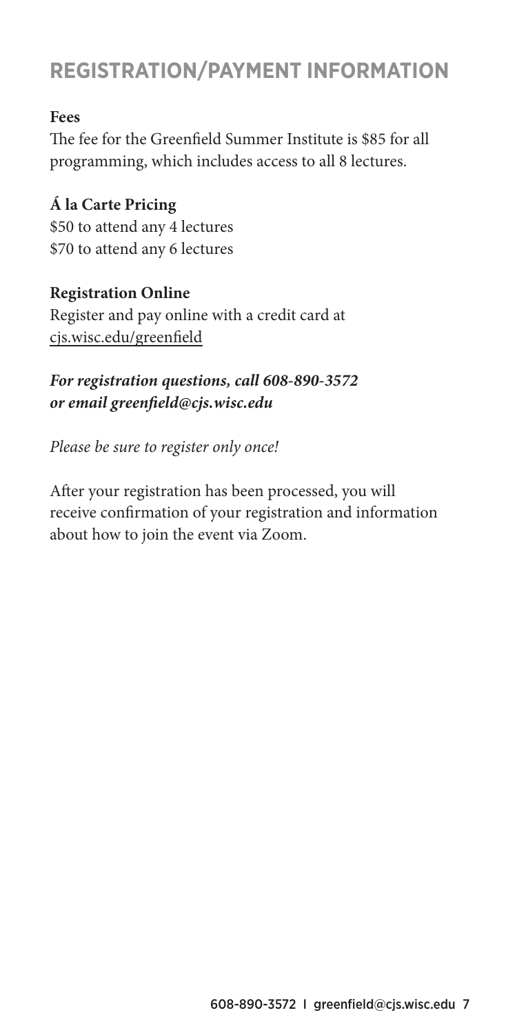# REGISTRATION/PAYMENT INFORMATION

**Fees**

The fee for the Greenfield Summer Institute is $85 for all programming, which includes access to all 8 lectures.

**Á la Carte Pricing**

$50 to attend any 4 lectures
$70 to attend any 6 lectures

**Registration Online**

Register and pay online with a credit card at cjs.wisc.edu/greenfield

***For registration questions, call 608-890-3572 or email greenfield@cjs.wisc.edu***

*Please be sure to register only once!*

After your registration has been processed, you will receive confirmation of your registration and information about how to join the event via Zoom.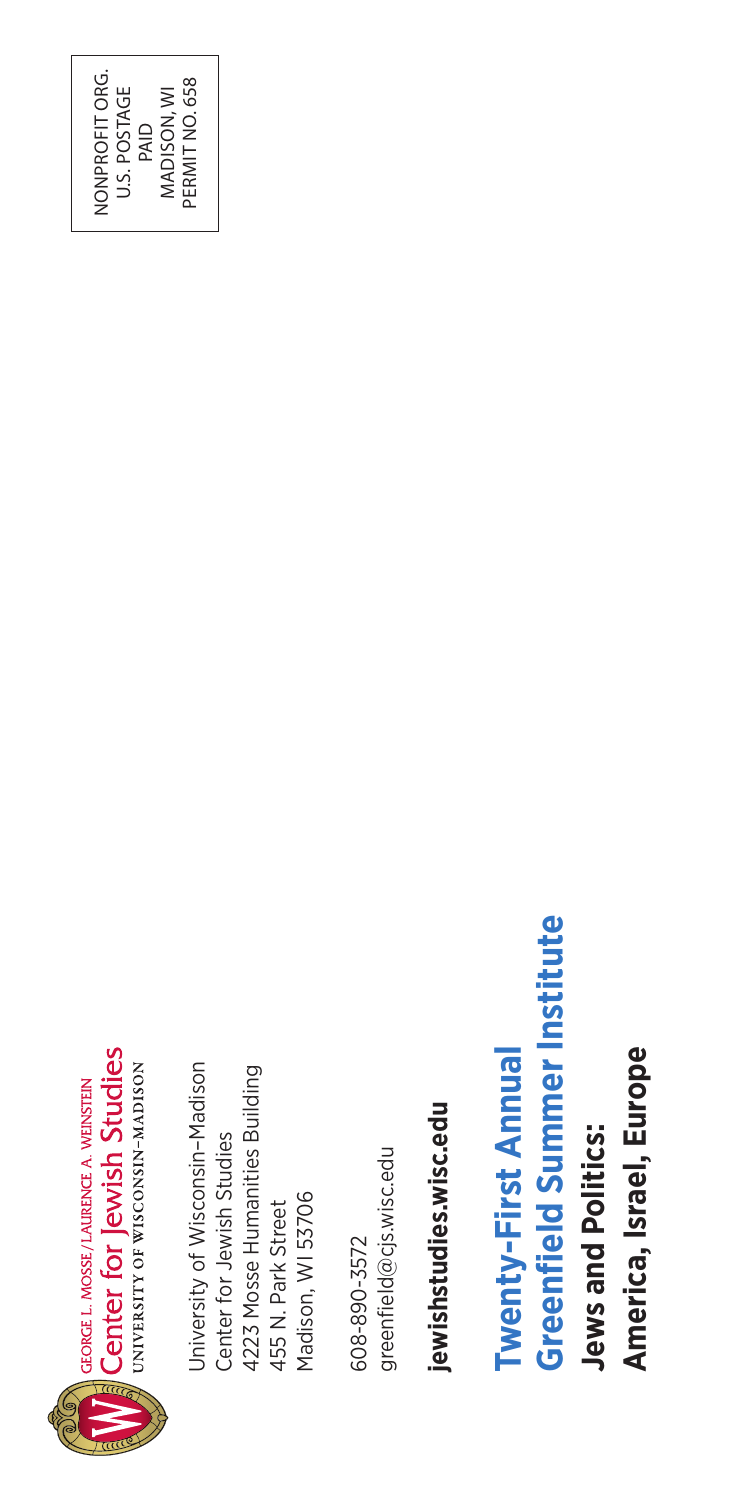GEORGE L. MOSSE / LAURENCE A. WEINSTEIN
Center for Jewish Studies
UNIVERSITY OF WISCONSIN–MADISON

University of Wisconsin–Madison
Center for Jewish Studies
4223 Mosse Humanities Building
455 N. Park Street
Madison, WI 53706

608-890-3572
greenfield@cjs.wisc.edu

**jewishstudies.wisc.edu**

NONPROFIT ORG.
U.S. POSTAGE
PAID
MADISON, WI
PERMIT NO. 658

# Twenty-First Annual Greenfield Summer Institute

## Jews and Politics: America, Israel, Europe